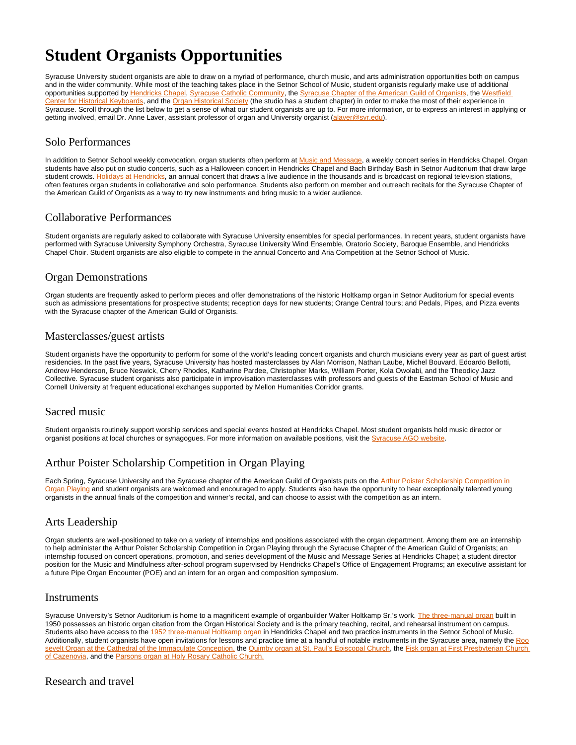# Student Organists Opportunities

Syracuse University student organists are able to draw on a myriad of performance, church music, and arts administration opportunities both on campus and in the wider community. While most of the teaching takes place in the Setnor School of Music, student organists regularly make use of additional opportunities supported by Hendricks Chapel, Syracuse Catholic Community, the Syracuse Chapter of the American Guild of Organists, the Westfield Center for Historical Keyboards, and the Organ Historical Society (the studio has a student chapter) in order to make the most of their experience in Syracuse. Scroll through the list below to get a sense of what our student organists are up to. For more information, or to express an interest in applying or getting involved, email Dr. Anne Laver, assistant professor of organ and University organist (alaver@syr.edu).

## Solo Performances

In addition to Setnor School weekly convocation, organ students often perform at Music and Message, a weekly concert series in Hendricks Chapel. Organ students have also put on studio concerts, such as a Halloween concert in Hendricks Chapel and Bach Birthday Bash in Setnor Auditorium that draw large student crowds. Holidays at Hendricks, an annual concert that draws a live audience in the thousands and is broadcast on regional television stations, often features organ students in collaborative and solo performance. Students also perform on member and outreach recitals for the Syracuse Chapter of the American Guild of Organists as a way to try new instruments and bring music to a wider audience.

## Collaborative Performances

Student organists are regularly asked to collaborate with Syracuse University ensembles for special performances. In recent years, student organists have performed with Syracuse University Symphony Orchestra, Syracuse University Wind Ensemble, Oratorio Society, Baroque Ensemble, and Hendricks Chapel Choir. Student organists are also eligible to compete in the annual Concerto and Aria Competition at the Setnor School of Music.

## Organ Demonstrations

Organ students are frequently asked to perform pieces and offer demonstrations of the historic Holtkamp organ in Setnor Auditorium for special events such as admissions presentations for prospective students; reception days for new students; Orange Central tours; and Pedals, Pipes, and Pizza events with the Syracuse chapter of the American Guild of Organists.

## Masterclasses/guest artists

Student organists have the opportunity to perform for some of the world's leading concert organists and church musicians every year as part of guest artist residencies. In the past five years, Syracuse University has hosted masterclasses by Alan Morrison, Nathan Laube, Michel Bouvard, Edoardo Bellotti, Andrew Henderson, Bruce Neswick, Cherry Rhodes, Katharine Pardee, Christopher Marks, William Porter, Kola Owolabi, and the Theodicy Jazz Collective. Syracuse student organists also participate in improvisation masterclasses with professors and guests of the Eastman School of Music and Cornell University at frequent educational exchanges supported by Mellon Humanities Corridor grants.

## Sacred music

Student organists routinely support worship services and special events hosted at Hendricks Chapel. Most student organists hold music director or organist positions at local churches or synagogues. For more information on available positions, visit the Syracuse AGO website.

## Arthur Poister Scholarship Competition in Organ Playing

Each Spring, Syracuse University and the Syracuse chapter of the American Guild of Organists puts on the Arthur Poister Scholarship Competition in Organ Playing and student organists are welcomed and encouraged to apply. Students also have the opportunity to hear exceptionally talented young organists in the annual finals of the competition and winner's recital, and can choose to assist with the competition as an intern.

## Arts Leadership

Organ students are well-positioned to take on a variety of internships and positions associated with the organ department. Among them are an internship to help administer the Arthur Poister Scholarship Competition in Organ Playing through the Syracuse Chapter of the American Guild of Organists; an internship focused on concert operations, promotion, and series development of the Music and Message Series at Hendricks Chapel; a student director position for the Music and Mindfulness after-school program supervised by Hendricks Chapel's Office of Engagement Programs; an executive assistant for a future Pipe Organ Encounter (POE) and an intern for an organ and composition symposium.

## Instruments

Syracuse University's Setnor Auditorium is home to a magnificent example of organbuilder Walter Holtkamp Sr.'s work. The three-manual organ built in 1950 possesses an historic organ citation from the Organ Historical Society and is the primary teaching, recital, and rehearsal instrument on campus. Students also have access to the 1952 three-manual Holtkamp organ in Hendricks Chapel and two practice instruments in the Setnor School of Music. Additionally, student organists have open invitations for lessons and practice time at a handful of notable instruments in the Syracuse area, namely the Roosevelt Organ at the Cathedral of the Immaculate Conception, the Quimby organ at St. Paul's Episcopal Church, the Fisk organ at First Presbyterian Church of Cazenovia, and the Parsons organ at Holy Rosary Catholic Church.

## Research and travel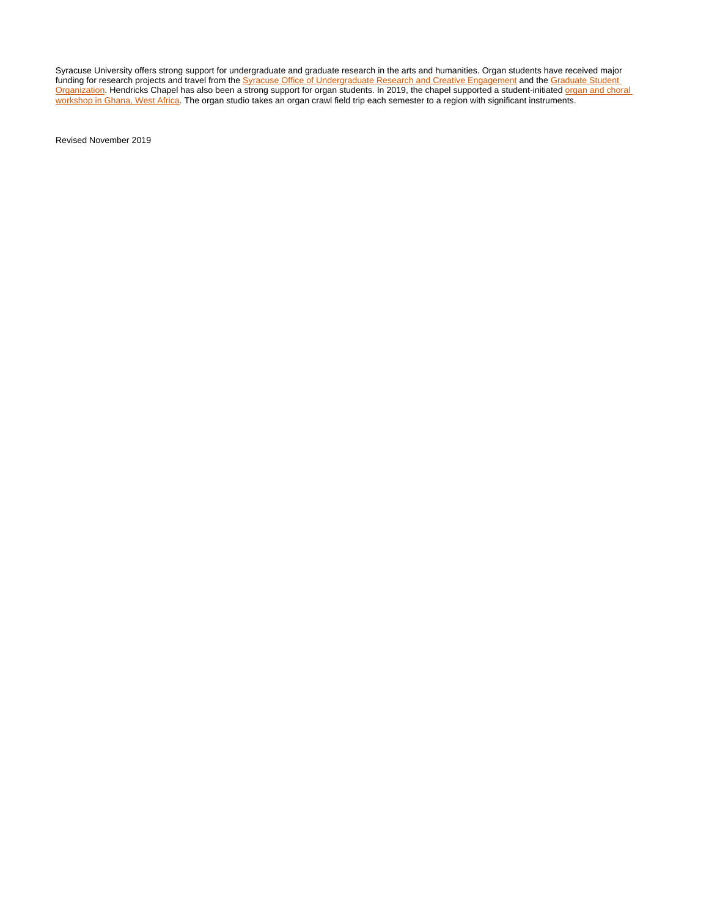Syracuse University offers strong support for undergraduate and graduate research in the arts and humanities. Organ students have received major funding for research projects and travel from the Syracuse Office of Undergraduate Research and Creative Engagement and the Graduate Student Organization. Hendricks Chapel has also been a strong support for organ students. In 2019, the chapel supported a student-initiated organ and choral workshop in Ghana, West Africa. The organ studio takes an organ crawl field trip each semester to a region with significant instruments.

Revised November 2019